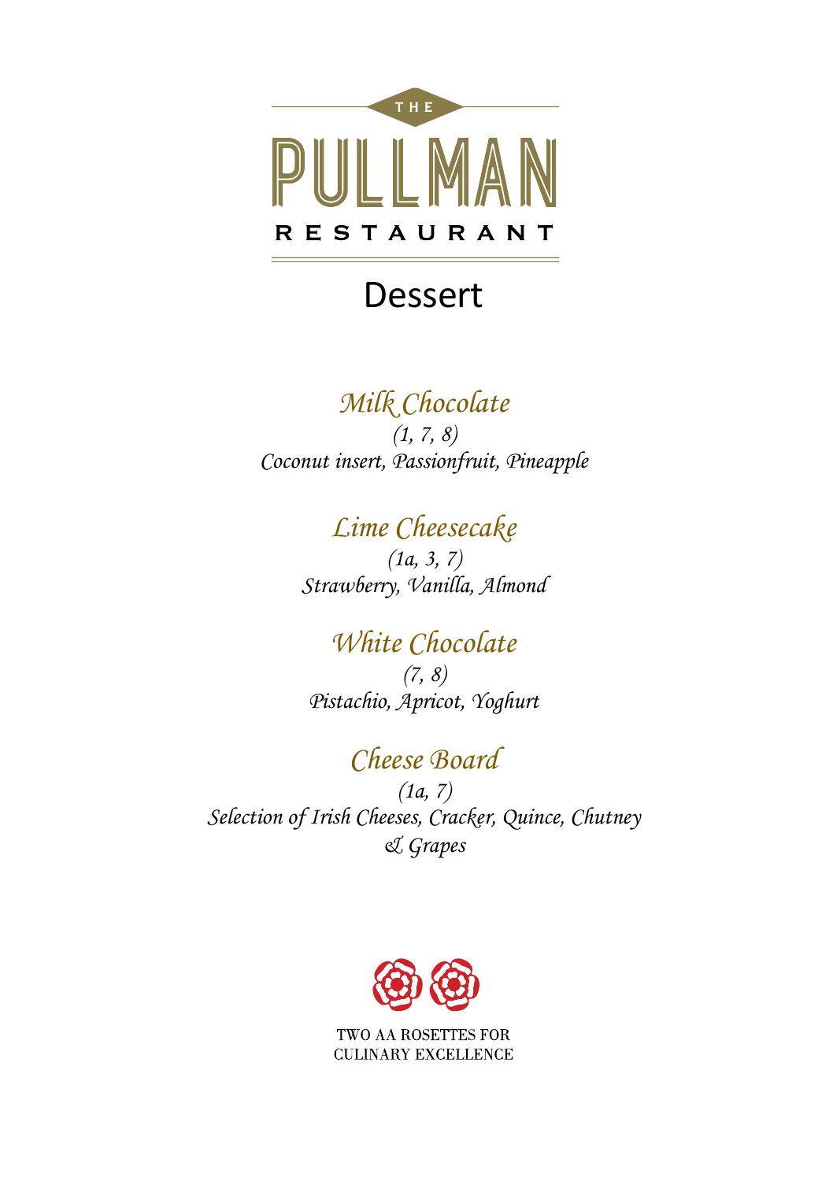THE

# PULLMAN

RESTAURANT

## Dessert

### *Milk Chocolate*

*(1, 7, 8)*

*Coconut insert, Passionfruit, Pineapple*

### *Lime Cheesecake*

*(1a, 3, 7)*

*Strawberry, Vanilla, Almond*

### *White Chocolate*

*(7, 8)*

*Pistachio, Apricot, Yoghurt*

### *Cheese Board*

*(1a, 7)*

*Selection of Irish Cheeses, Cracker, Quince, Chutney & Grapes*

TWO AA ROSETTES FOR CULINARY EXCELLENCE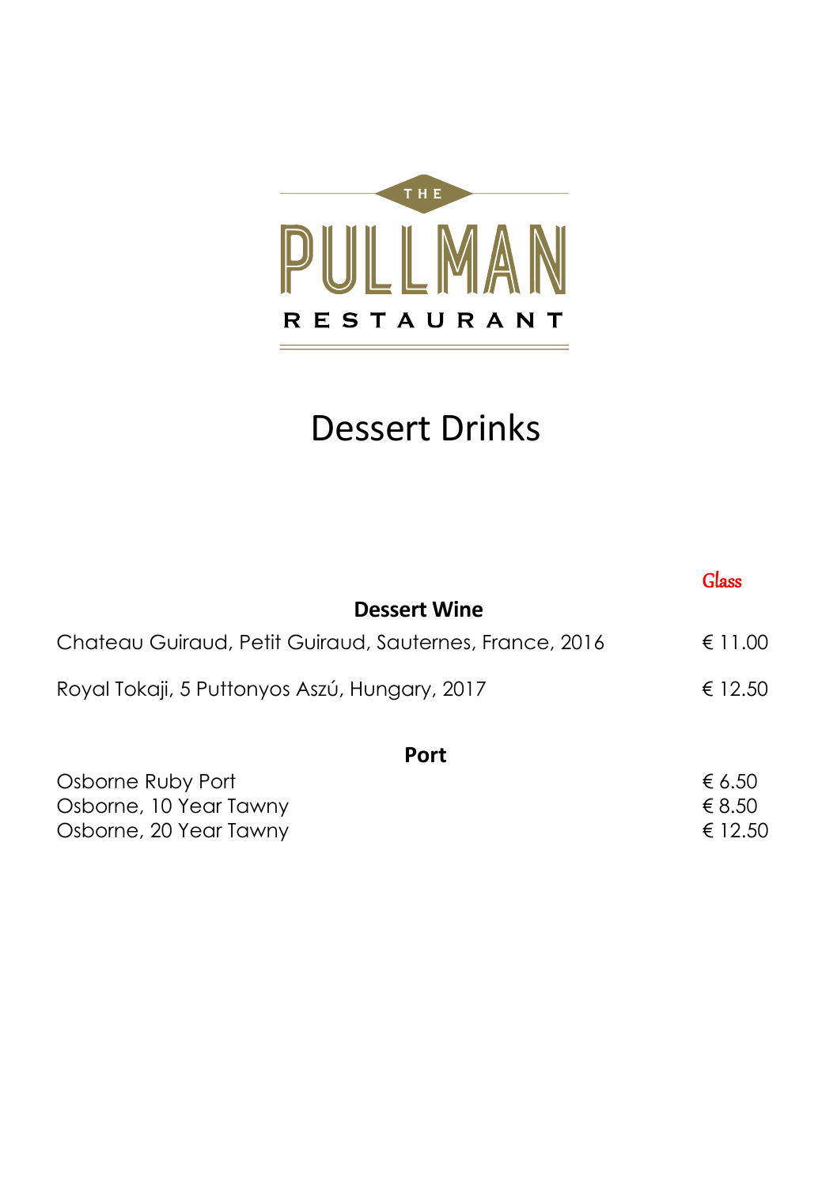THE

PULLMAN

RESTAURANT

# Dessert Drinks

| | Glass |
|---|---|
| **Dessert Wine** | |
| Chateau Guiraud, Petit Guiraud, Sauternes, France, 2016 | € 11.00 |
| Royal Tokaji, 5 Puttonyos Aszú, Hungary, 2017 | € 12.50 |
| **Port** | |
| Osborne Ruby Port | € 6.50 |
| Osborne, 10 Year Tawny | € 8.50 |
| Osborne, 20 Year Tawny | € 12.50 |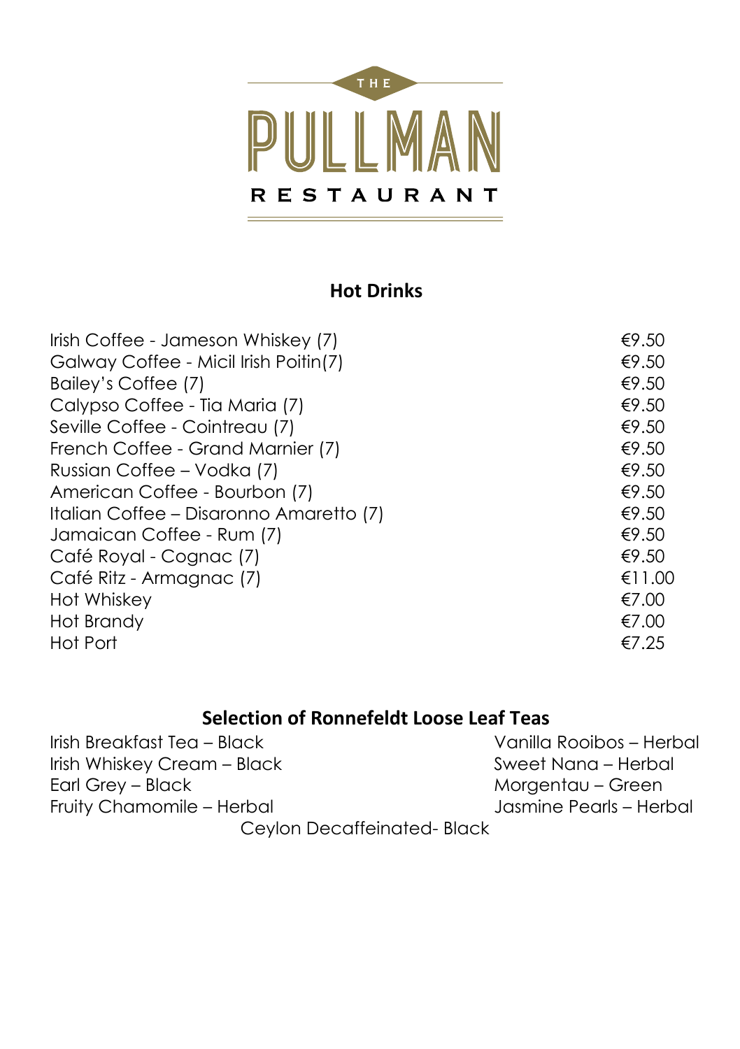# THE PULLMAN RESTAURANT

## Hot Drinks

| | |
|---|---|
| Irish Coffee - Jameson Whiskey (7) | €9.50 |
| Galway Coffee - Micil Irish Poitin(7) | €9.50 |
| Bailey's Coffee (7) | €9.50 |
| Calypso Coffee - Tia Maria (7) | €9.50 |
| Seville Coffee - Cointreau (7) | €9.50 |
| French Coffee - Grand Marnier (7) | €9.50 |
| Russian Coffee – Vodka (7) | €9.50 |
| American Coffee - Bourbon (7) | €9.50 |
| Italian Coffee – Disaronno Amaretto (7) | €9.50 |
| Jamaican Coffee - Rum (7) | €9.50 |
| Café Royal - Cognac (7) | €9.50 |
| Café Ritz - Armagnac (7) | €11.00 |
| Hot Whiskey | €7.00 |
| Hot Brandy | €7.00 |
| Hot Port | €7.25 |

## Selection of Ronnefeldt Loose Leaf Teas

Irish Breakfast Tea – Black
Irish Whiskey Cream – Black
Earl Grey – Black
Fruity Chamomile – Herbal
Vanilla Rooibos – Herbal
Sweet Nana – Herbal
Morgentau – Green
Jasmine Pearls – Herbal
Ceylon Decaffeinated- Black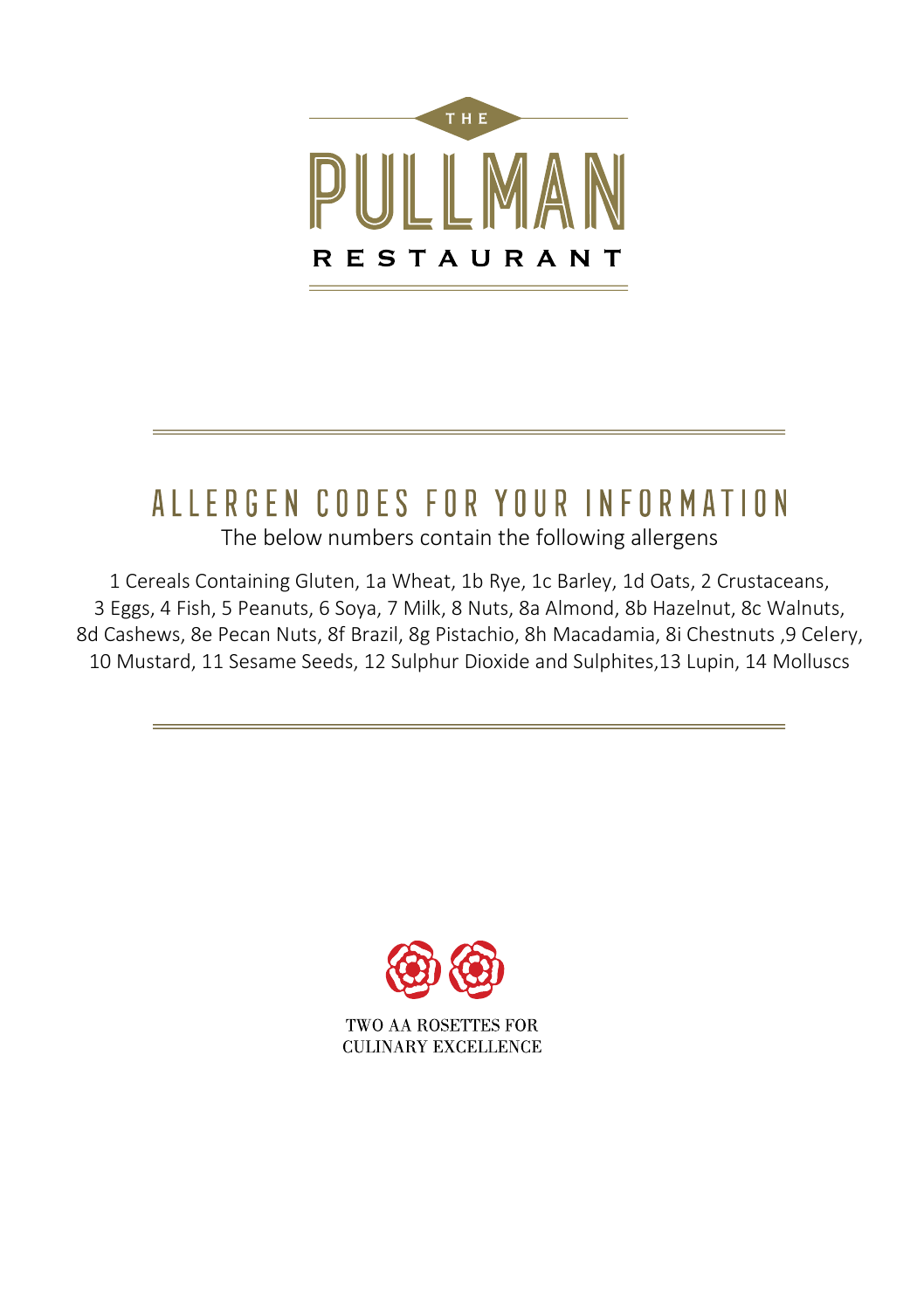THE

# PULLMAN

RESTAURANT

## ALLERGEN CODES FOR YOUR INFORMATION

The below numbers contain the following allergens

1 Cereals Containing Gluten, 1a Wheat, 1b Rye, 1c Barley, 1d Oats, 2 Crustaceans, 3 Eggs, 4 Fish, 5 Peanuts, 6 Soya, 7 Milk, 8 Nuts, 8a Almond, 8b Hazelnut, 8c Walnuts, 8d Cashews, 8e Pecan Nuts, 8f Brazil, 8g Pistachio, 8h Macadamia, 8i Chestnuts ,9 Celery, 10 Mustard, 11 Sesame Seeds, 12 Sulphur Dioxide and Sulphites,13 Lupin, 14 Molluscs

TWO AA ROSETTES FOR
CULINARY EXCELLENCE